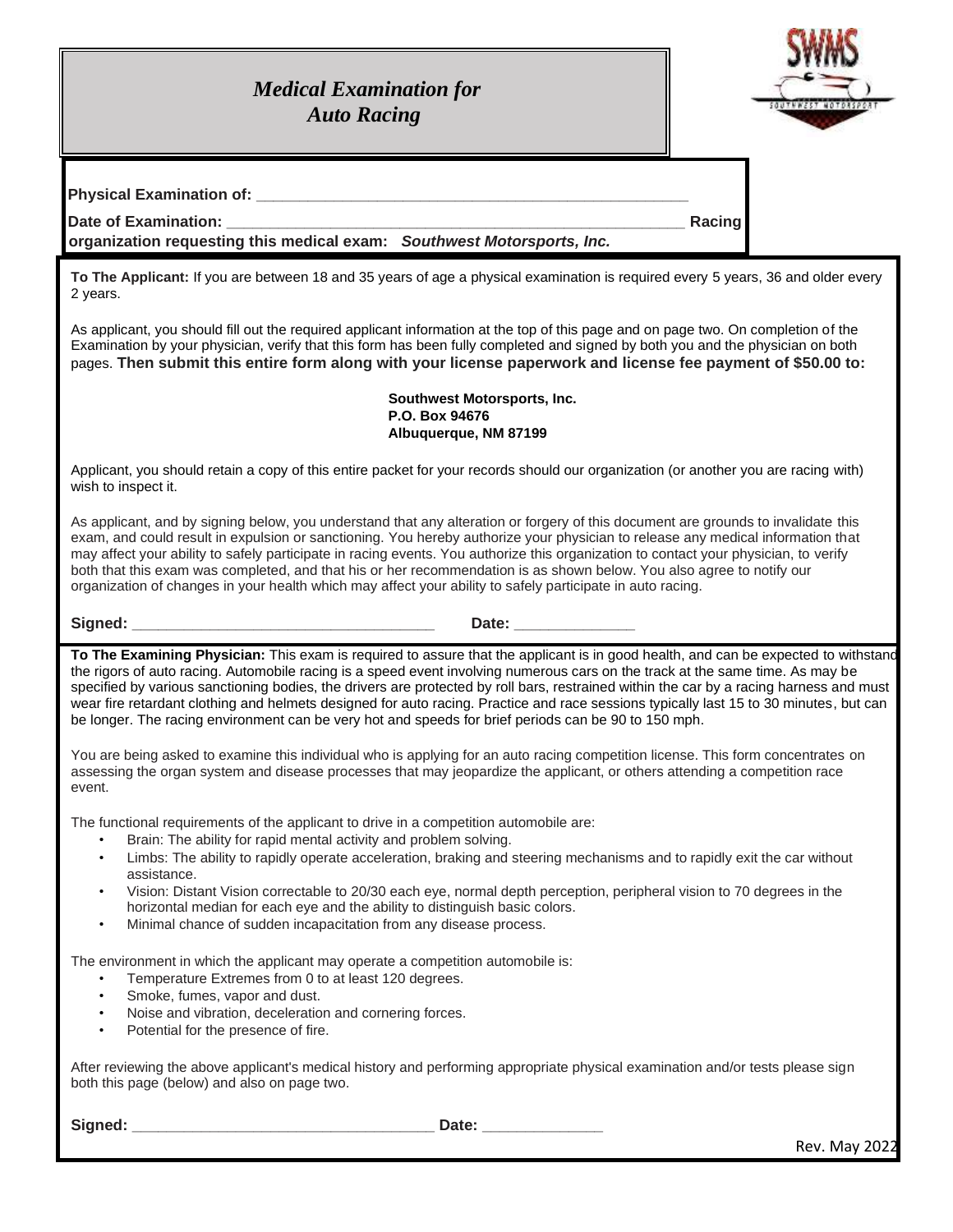# *Medical Examination for Auto Racing*

**Physical Examination of:** ______________________________________________

**Date of Examination:** _________________________________________________ **Racing organization requesting this medical exam:** ***Southwest Motorsports, Inc.***

**To The Applicant:** If you are between 18 and 35 years of age a physical examination is required every 5 years, 36 and older every 2 years.

As applicant, you should fill out the required applicant information at the top of this page and on page two. On completion of the Examination by your physician, verify that this form has been fully completed and signed by both you and the physician on both pages. **Then submit this entire form along with your license paperwork and license fee payment of $50.00 to:**

**Southwest Motorsports, Inc.**
**P.O. Box 94676**
**Albuquerque, NM 87199**

Applicant, you should retain a copy of this entire packet for your records should our organization (or another you are racing with) wish to inspect it.

As applicant, and by signing below, you understand that any alteration or forgery of this document are grounds to invalidate this exam, and could result in expulsion or sanctioning. You hereby authorize your physician to release any medical information that may affect your ability to safely participate in racing events. You authorize this organization to contact your physician, to verify both that this exam was completed, and that his or her recommendation is as shown below. You also agree to notify our organization of changes in your health which may affect your ability to safely participate in auto racing.

**Signed:** __________________________________ **Date:** ______________

**To The Examining Physician:** This exam is required to assure that the applicant is in good health, and can be expected to withstand the rigors of auto racing. Automobile racing is a speed event involving numerous cars on the track at the same time. As may be specified by various sanctioning bodies, the drivers are protected by roll bars, restrained within the car by a racing harness and must wear fire retardant clothing and helmets designed for auto racing. Practice and race sessions typically last 15 to 30 minutes, but can be longer. The racing environment can be very hot and speeds for brief periods can be 90 to 150 mph.

You are being asked to examine this individual who is applying for an auto racing competition license. This form concentrates on assessing the organ system and disease processes that may jeopardize the applicant, or others attending a competition race event.

The functional requirements of the applicant to drive in a competition automobile are:

- Brain: The ability for rapid mental activity and problem solving.
- Limbs: The ability to rapidly operate acceleration, braking and steering mechanisms and to rapidly exit the car without assistance.
- Vision: Distant Vision correctable to 20/30 each eye, normal depth perception, peripheral vision to 70 degrees in the horizontal median for each eye and the ability to distinguish basic colors.
- Minimal chance of sudden incapacitation from any disease process.

The environment in which the applicant may operate a competition automobile is:

- Temperature Extremes from 0 to at least 120 degrees.
- Smoke, fumes, vapor and dust.
- Noise and vibration, deceleration and cornering forces.
- Potential for the presence of fire.

After reviewing the above applicant's medical history and performing appropriate physical examination and/or tests please sign both this page (below) and also on page two.

**Signed:** __________________________________ **Date:** ______________

Rev. May 2022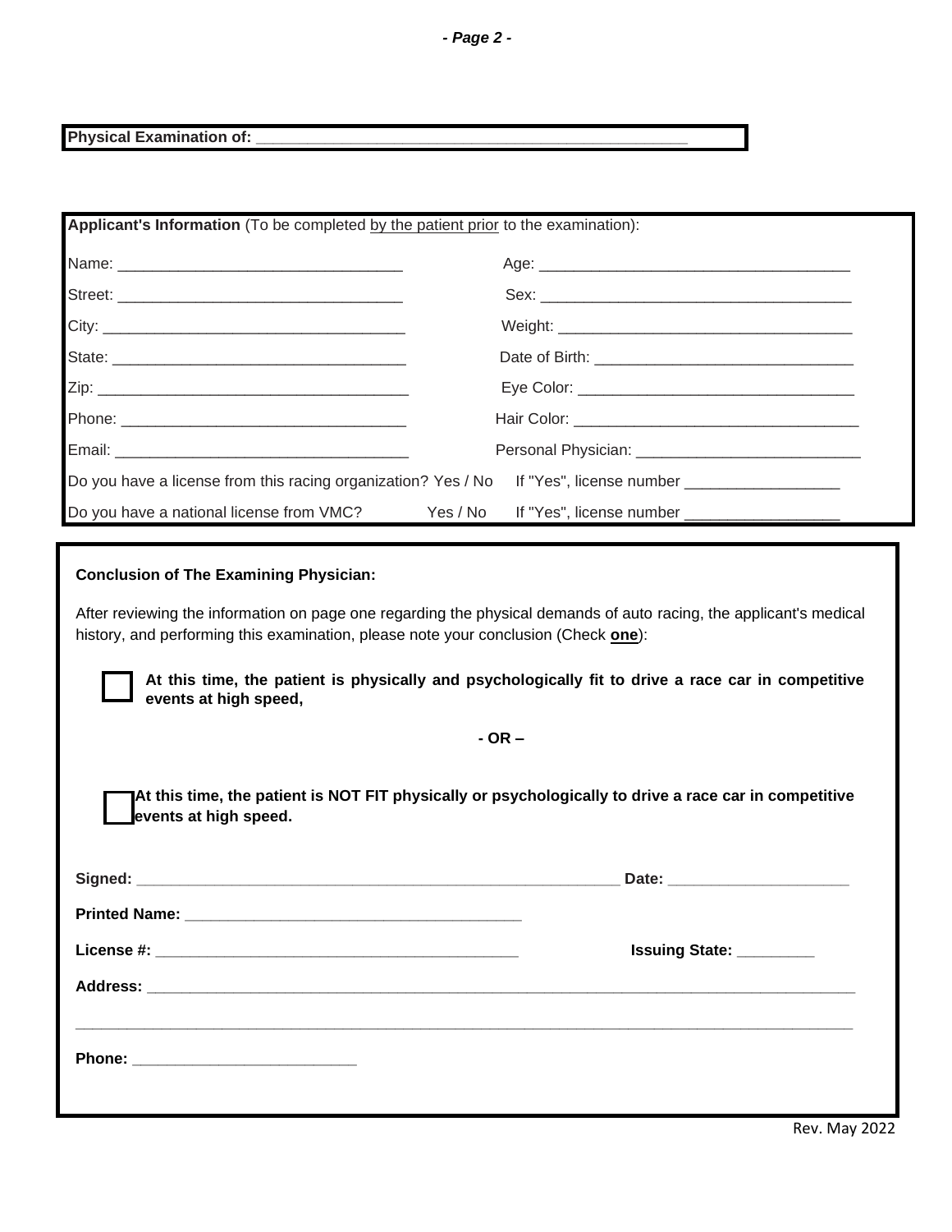**Physical Examination of:** ______________________________________________

**Applicant's Information** (To be completed by the patient prior to the examination):

Name: _________________________________ Age: ____________________________________

Street: _________________________________ Sex: ____________________________________

City: ___________________________________ Weight: __________________________________

State: __________________________________ Date of Birth: ______________________________

Zip: ____________________________________ Eye Color: ________________________________

Phone: _________________________________ Hair Color: ________________________________

Email: __________________________________ Personal Physician: __________________________

Do you have a license from this racing organization? Yes / No If "Yes", license number __________________

Do you have a national license from VMC? Yes / No If "Yes", license number __________________

**Conclusion of The Examining Physician:**

After reviewing the information on page one regarding the physical demands of auto racing, the applicant's medical history, and performing this examination, please note your conclusion (Check **one**):

☐ **At this time, the patient is physically and psychologically fit to drive a race car in competitive events at high speed,**

**- OR –**

☐ **At this time, the patient is NOT FIT physically or psychologically to drive a race car in competitive events at high speed.**

**Signed:** ________________________________________________________ **Date:** ____________________

**Printed Name:** ______________________________________

**License #:** __________________________________________ **Issuing State:** _________

**Address:** ____________________________________________________________________________________

________________________________________________________________________________________________

**Phone:** _________________________

Rev. May 2022